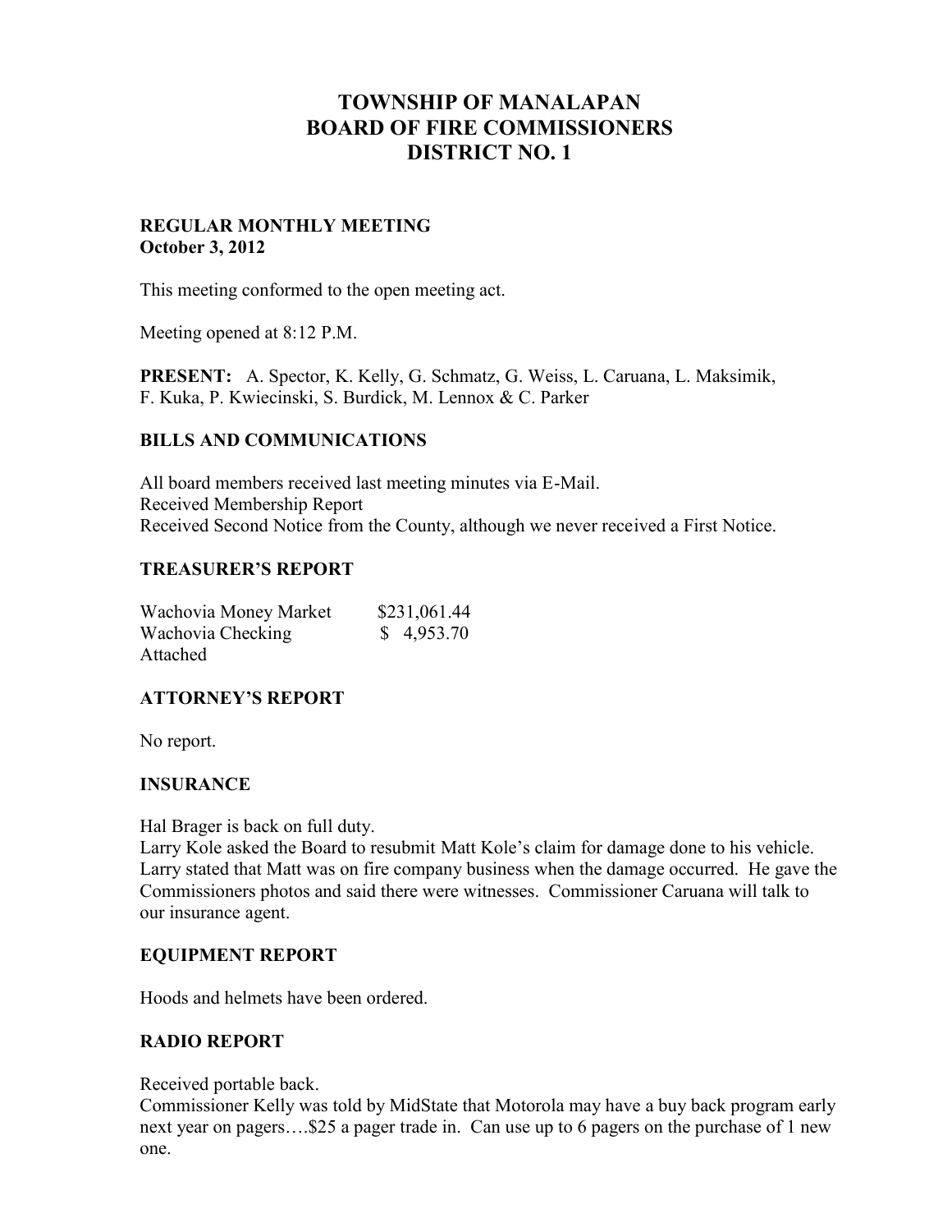# TOWNSHIP OF MANALAPAN
# BOARD OF FIRE COMMISSIONERS
# DISTRICT NO. 1

**REGULAR MONTHLY MEETING**
**October 3, 2012**

This meeting conformed to the open meeting act.

Meeting opened at 8:12 P.M.

**PRESENT:** A. Spector, K. Kelly, G. Schmatz, G. Weiss, L. Caruana, L. Maksimik, F. Kuka, P. Kwiecinski, S. Burdick, M. Lennox & C. Parker

## BILLS AND COMMUNICATIONS

All board members received last meeting minutes via E-Mail.
Received Membership Report
Received Second Notice from the County, although we never received a First Notice.

## TREASURER'S REPORT

| | |
|---|---|
| Wachovia Money Market | $231,061.44 |
| Wachovia Checking | $ 4,953.70 |

Attached

## ATTORNEY'S REPORT

No report.

## INSURANCE

Hal Brager is back on full duty.
Larry Kole asked the Board to resubmit Matt Kole's claim for damage done to his vehicle. Larry stated that Matt was on fire company business when the damage occurred. He gave the Commissioners photos and said there were witnesses. Commissioner Caruana will talk to our insurance agent.

## EQUIPMENT REPORT

Hoods and helmets have been ordered.

## RADIO REPORT

Received portable back.
Commissioner Kelly was told by MidState that Motorola may have a buy back program early next year on pagers….$25 a pager trade in. Can use up to 6 pagers on the purchase of 1 new one.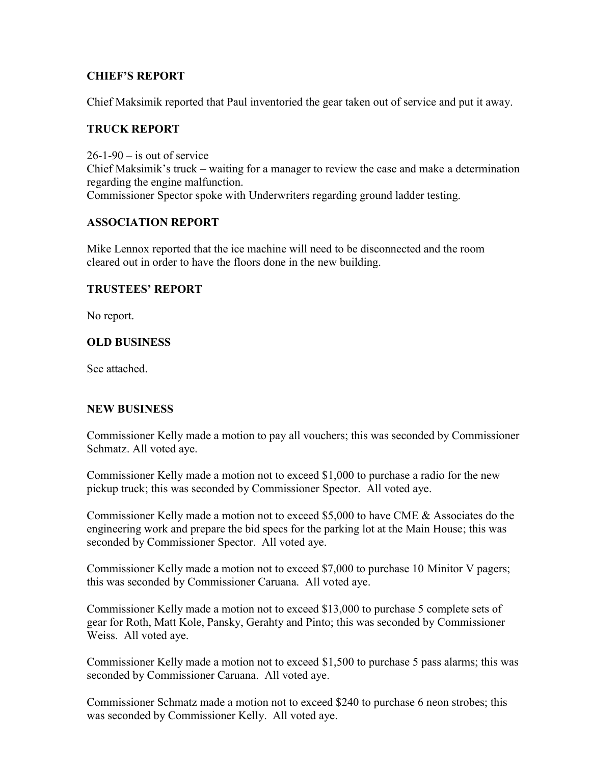### CHIEF'S REPORT

Chief Maksimik reported that Paul inventoried the gear taken out of service and put it away.

### TRUCK REPORT

26-1-90 – is out of service
Chief Maksimik's truck – waiting for a manager to review the case and make a determination regarding the engine malfunction.
Commissioner Spector spoke with Underwriters regarding ground ladder testing.

### ASSOCIATION REPORT

Mike Lennox reported that the ice machine will need to be disconnected and the room cleared out in order to have the floors done in the new building.

### TRUSTEES' REPORT

No report.

### OLD BUSINESS

See attached.

### NEW BUSINESS

Commissioner Kelly made a motion to pay all vouchers; this was seconded by Commissioner Schmatz. All voted aye.

Commissioner Kelly made a motion not to exceed $1,000 to purchase a radio for the new pickup truck; this was seconded by Commissioner Spector. All voted aye.

Commissioner Kelly made a motion not to exceed $5,000 to have CME & Associates do the engineering work and prepare the bid specs for the parking lot at the Main House; this was seconded by Commissioner Spector. All voted aye.

Commissioner Kelly made a motion not to exceed $7,000 to purchase 10 Minitor V pagers; this was seconded by Commissioner Caruana. All voted aye.

Commissioner Kelly made a motion not to exceed $13,000 to purchase 5 complete sets of gear for Roth, Matt Kole, Pansky, Gerahty and Pinto; this was seconded by Commissioner Weiss. All voted aye.

Commissioner Kelly made a motion not to exceed $1,500 to purchase 5 pass alarms; this was seconded by Commissioner Caruana. All voted aye.

Commissioner Schmatz made a motion not to exceed $240 to purchase 6 neon strobes; this was seconded by Commissioner Kelly. All voted aye.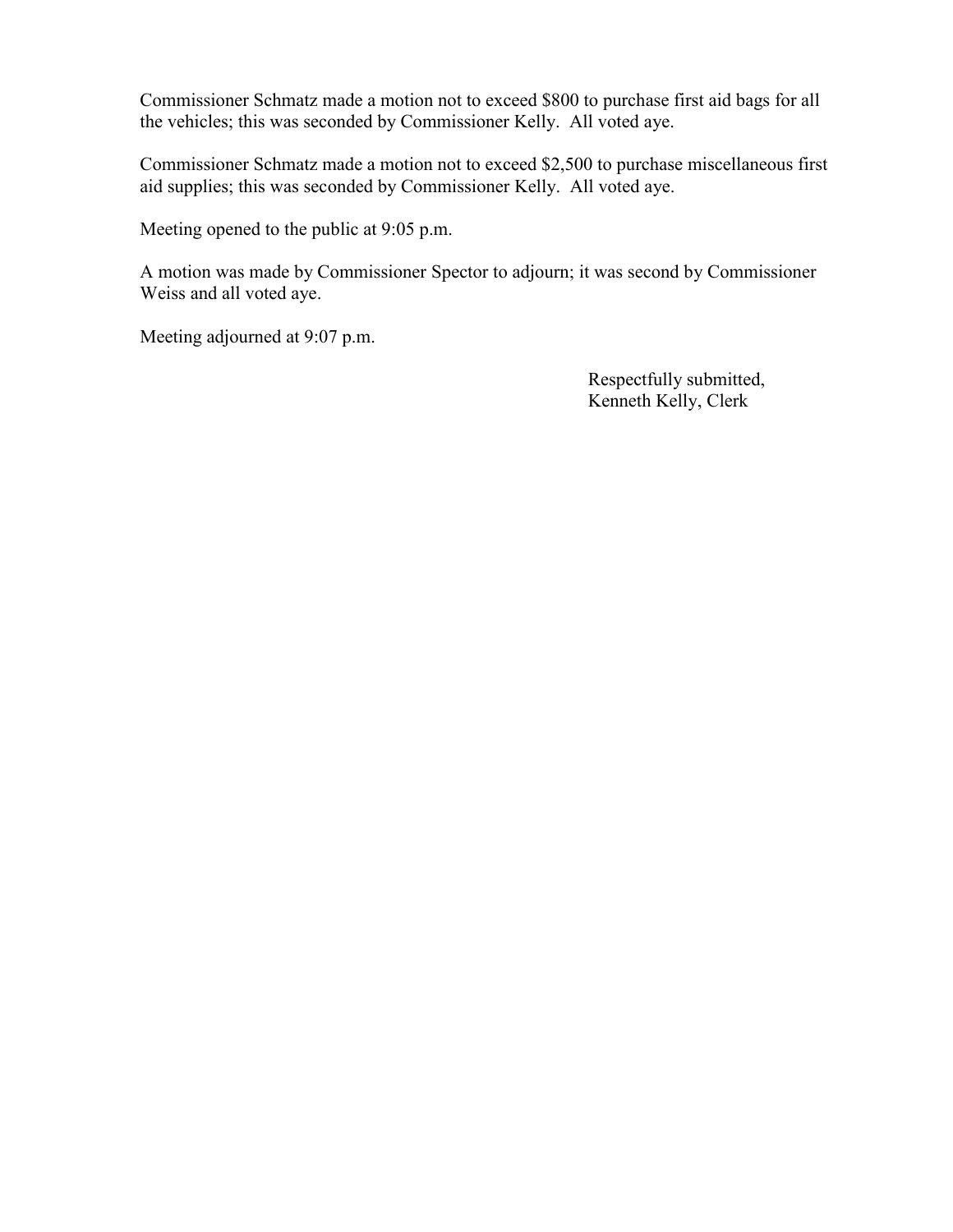Commissioner Schmatz made a motion not to exceed $800 to purchase first aid bags for all the vehicles; this was seconded by Commissioner Kelly. All voted aye.

Commissioner Schmatz made a motion not to exceed $2,500 to purchase miscellaneous first aid supplies; this was seconded by Commissioner Kelly. All voted aye.

Meeting opened to the public at 9:05 p.m.

A motion was made by Commissioner Spector to adjourn; it was second by Commissioner Weiss and all voted aye.

Meeting adjourned at 9:07 p.m.

Respectfully submitted,
Kenneth Kelly, Clerk